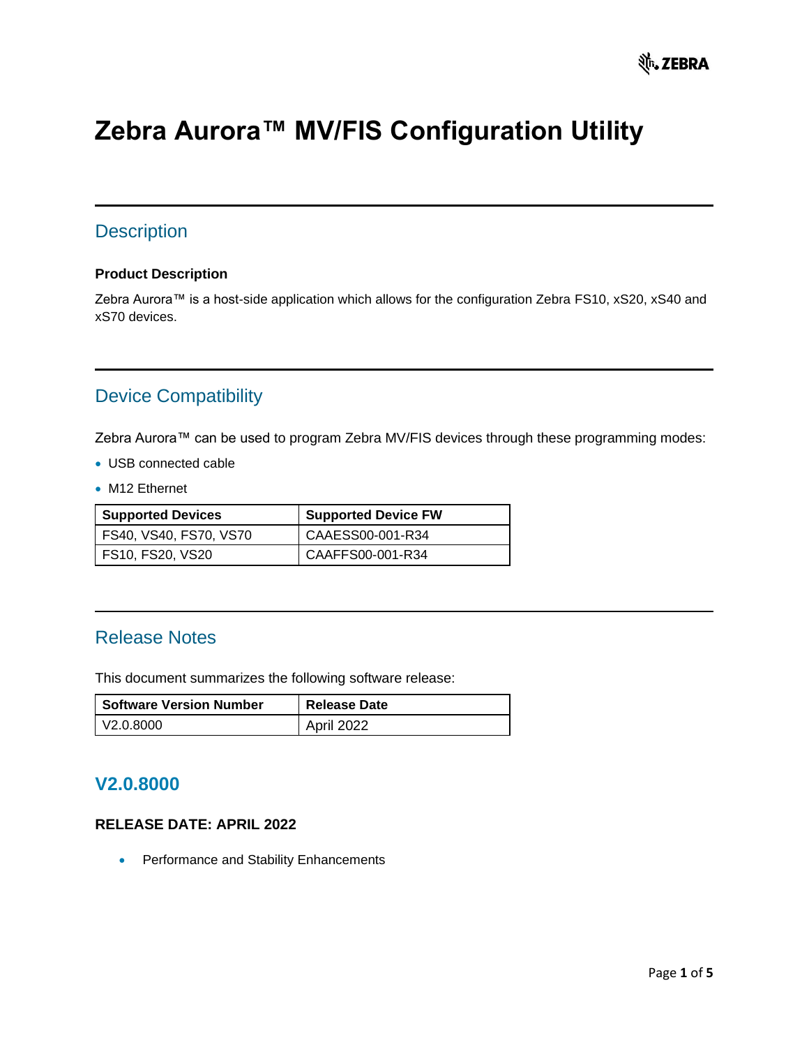# Zebra Aurora™ MV/FIS Configuration Utility

## Description

**Product Description**

Zebra Aurora™ is a host-side application which allows for the configuration Zebra FS10, xS20, xS40 and xS70 devices.

## Device Compatibility

Zebra Aurora™ can be used to program Zebra MV/FIS devices through these programming modes:

- USB connected cable
- M12 Ethernet

| Supported Devices | Supported Device FW |
| --- | --- |
| FS40, VS40, FS70, VS70 | CAAESS00-001-R34 |
| FS10, FS20, VS20 | CAAFFS00-001-R34 |

## Release Notes

This document summarizes the following software release:

| Software Version Number | Release Date |
| --- | --- |
| V2.0.8000 | April 2022 |

### V2.0.8000

**RELEASE DATE: APRIL 2022**

- Performance and Stability Enhancements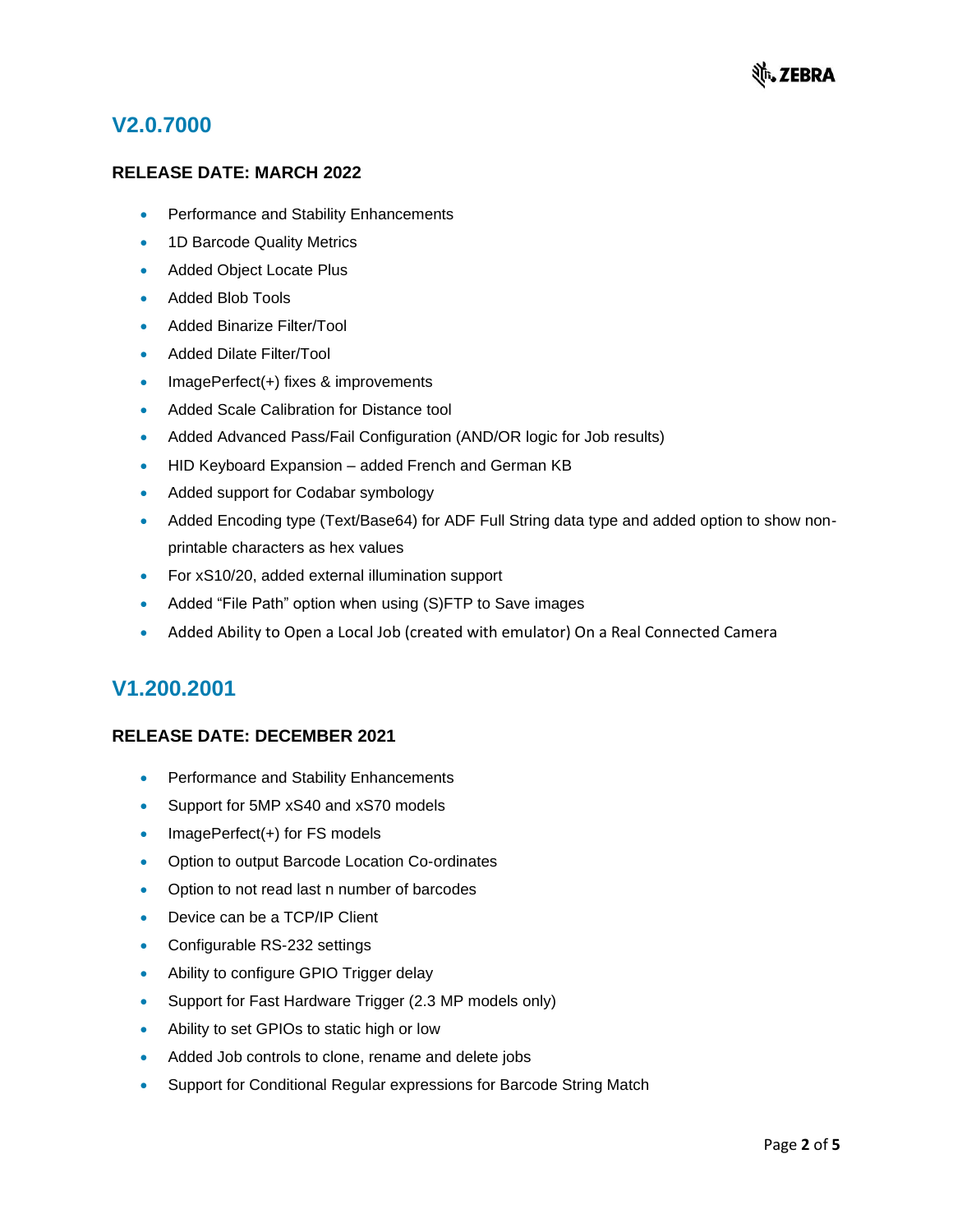## V2.0.7000

### RELEASE DATE: MARCH 2022

- Performance and Stability Enhancements
- 1D Barcode Quality Metrics
- Added Object Locate Plus
- Added Blob Tools
- Added Binarize Filter/Tool
- Added Dilate Filter/Tool
- ImagePerfect(+) fixes & improvements
- Added Scale Calibration for Distance tool
- Added Advanced Pass/Fail Configuration (AND/OR logic for Job results)
- HID Keyboard Expansion – added French and German KB
- Added support for Codabar symbology
- Added Encoding type (Text/Base64) for ADF Full String data type and added option to show non-printable characters as hex values
- For xS10/20, added external illumination support
- Added "File Path" option when using (S)FTP to Save images
- Added Ability to Open a Local Job (created with emulator) On a Real Connected Camera

## V1.200.2001

### RELEASE DATE: DECEMBER 2021

- Performance and Stability Enhancements
- Support for 5MP xS40 and xS70 models
- ImagePerfect(+) for FS models
- Option to output Barcode Location Co-ordinates
- Option to not read last n number of barcodes
- Device can be a TCP/IP Client
- Configurable RS-232 settings
- Ability to configure GPIO Trigger delay
- Support for Fast Hardware Trigger (2.3 MP models only)
- Ability to set GPIOs to static high or low
- Added Job controls to clone, rename and delete jobs
- Support for Conditional Regular expressions for Barcode String Match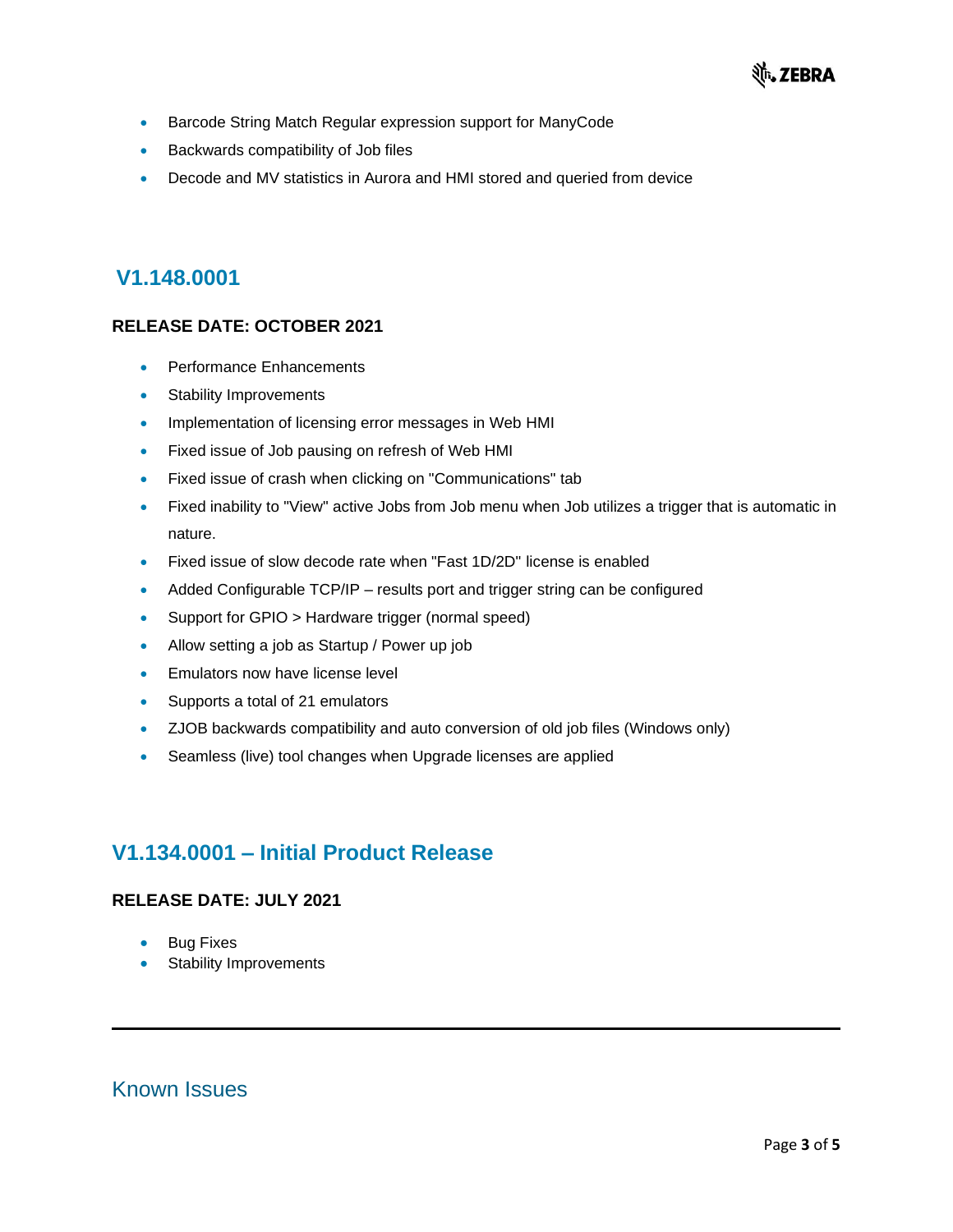- Barcode String Match Regular expression support for ManyCode
- Backwards compatibility of Job files
- Decode and MV statistics in Aurora and HMI stored and queried from device

## V1.148.0001

### RELEASE DATE: OCTOBER 2021

- Performance Enhancements
- Stability Improvements
- Implementation of licensing error messages in Web HMI
- Fixed issue of Job pausing on refresh of Web HMI
- Fixed issue of crash when clicking on "Communications" tab
- Fixed inability to "View" active Jobs from Job menu when Job utilizes a trigger that is automatic in nature.
- Fixed issue of slow decode rate when "Fast 1D/2D" license is enabled
- Added Configurable TCP/IP – results port and trigger string can be configured
- Support for GPIO > Hardware trigger (normal speed)
- Allow setting a job as Startup / Power up job
- Emulators now have license level
- Supports a total of 21 emulators
- ZJOB backwards compatibility and auto conversion of old job files (Windows only)
- Seamless (live) tool changes when Upgrade licenses are applied

## V1.134.0001 – Initial Product Release

### RELEASE DATE: JULY 2021

- Bug Fixes
- Stability Improvements

---

## Known Issues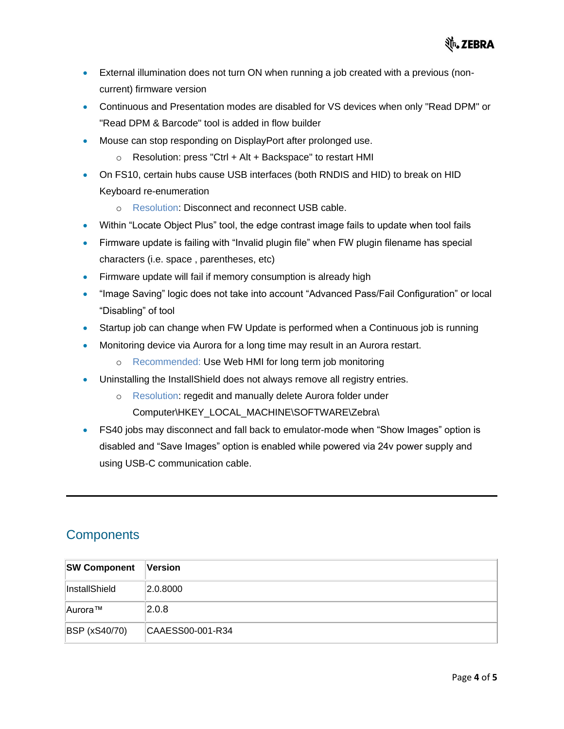- External illumination does not turn ON when running a job created with a previous (non-current) firmware version
- Continuous and Presentation modes are disabled for VS devices when only "Read DPM" or "Read DPM & Barcode" tool is added in flow builder
- Mouse can stop responding on DisplayPort after prolonged use.
  - Resolution: press "Ctrl + Alt + Backspace" to restart HMI
- On FS10, certain hubs cause USB interfaces (both RNDIS and HID) to break on HID Keyboard re-enumeration
  - Resolution: Disconnect and reconnect USB cable.
- Within "Locate Object Plus" tool, the edge contrast image fails to update when tool fails
- Firmware update is failing with "Invalid plugin file" when FW plugin filename has special characters (i.e. space , parentheses, etc)
- Firmware update will fail if memory consumption is already high
- "Image Saving" logic does not take into account "Advanced Pass/Fail Configuration" or local "Disabling" of tool
- Startup job can change when FW Update is performed when a Continuous job is running
- Monitoring device via Aurora for a long time may result in an Aurora restart.
  - Recommended: Use Web HMI for long term job monitoring
- Uninstalling the InstallShield does not always remove all registry entries.
  - Resolution: regedit and manually delete Aurora folder under Computer\HKEY_LOCAL_MACHINE\SOFTWARE\Zebra\
- FS40 jobs may disconnect and fall back to emulator-mode when "Show Images" option is disabled and "Save Images" option is enabled while powered via 24v power supply and using USB-C communication cable.

---

## Components

| SW Component | Version |
| --- | --- |
| InstallShield | 2.0.8000 |
| Aurora™ | 2.0.8 |
| BSP (xS40/70) | CAAESS00-001-R34 |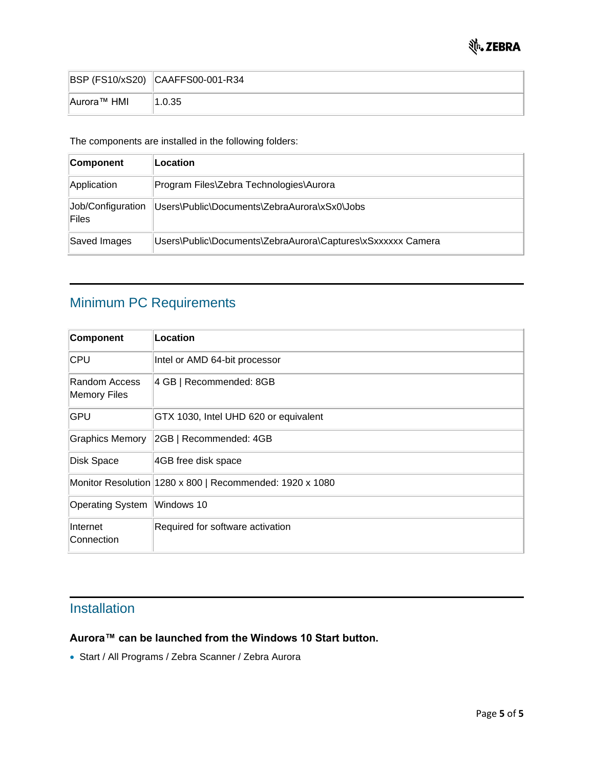| | |
|---|---|
| BSP (FS10/xS20) | CAAFFS00-001-R34 |
| Aurora™ HMI | 1.0.35 |

The components are installed in the following folders:

| Component | Location |
|---|---|
| Application | Program Files\Zebra Technologies\Aurora |
| Job/Configuration Files | Users\Public\Documents\ZebraAurora\xSx0\Jobs |
| Saved Images | Users\Public\Documents\ZebraAurora\Captures\xSxxxxxx Camera |

## Minimum PC Requirements

| Component | Location |
|---|---|
| CPU | Intel or AMD 64-bit processor |
| Random Access Memory Files | 4 GB \| Recommended: 8GB |
| GPU | GTX 1030, Intel UHD 620 or equivalent |
| Graphics Memory | 2GB \| Recommended: 4GB |
| Disk Space | 4GB free disk space |
| Monitor Resolution | 1280 x 800 \| Recommended: 1920 x 1080 |
| Operating System | Windows 10 |
| Internet Connection | Required for software activation |

## Installation

**Aurora™ can be launched from the Windows 10 Start button.**

- Start / All Programs / Zebra Scanner / Zebra Aurora